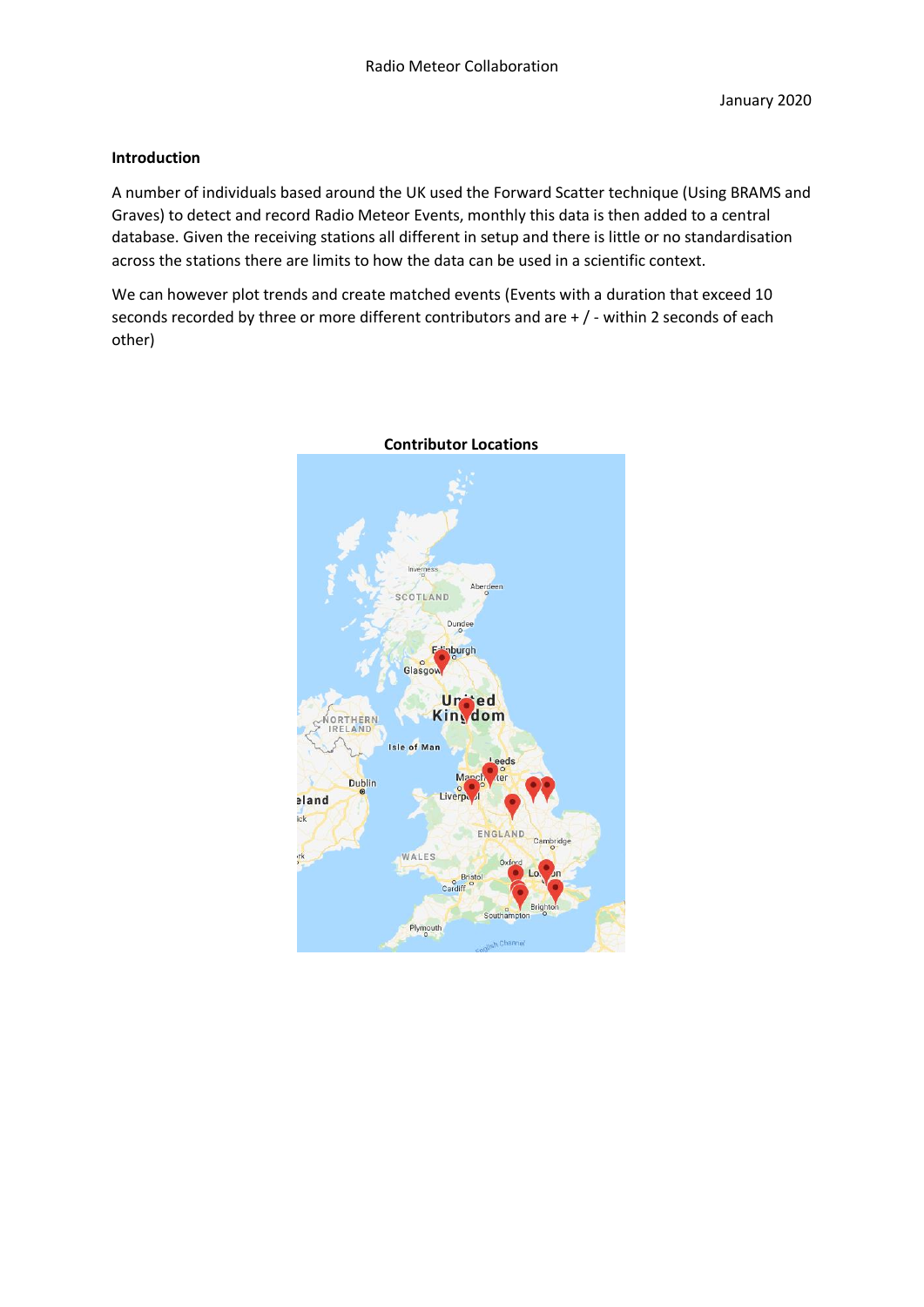Radio Meteor Collaboration

January 2020

## Introduction

A number of individuals based around the UK used the Forward Scatter technique (Using BRAMS and Graves) to detect and record Radio Meteor Events, monthly this data is then added to a central database. Given the receiving stations all different in setup and there is little or no standardisation across the stations there are limits to how the data can be used in a scientific context.

We can however plot trends and create matched events (Events with a duration that exceed 10 seconds recorded by three or more different contributors and are + / - within 2 seconds of each other)

**Contributor Locations**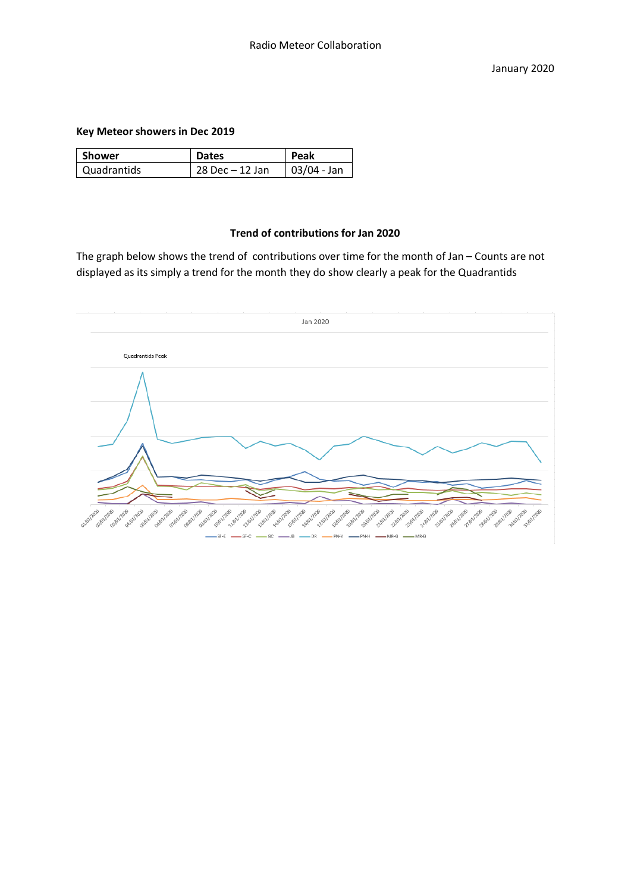Radio Meteor Collaboration

January 2020

**Key Meteor showers in Dec 2019**

| Shower | Dates | Peak |
|---|---|---|
| Quadrantids | 28 Dec – 12 Jan | 03/04 - Jan |

**Trend of contributions for Jan 2020**

The graph below shows the trend of contributions over time for the month of Jan – Counts are not displayed as its simply a trend for the month they do show clearly a peak for the Quadrantids

Jan 2020

Quadrantids Peak

01/01/2020 02/01/2020 03/01/2020 04/01/2020 05/01/2020 06/01/2020 07/01/2020 08/01/2020 09/01/2020 10/01/2020 11/01/2020 12/01/2020 13/01/2020 14/01/2020 15/01/2020 16/01/2020 17/01/2020 18/01/2020 19/01/2020 20/01/2020 21/01/2020 22/01/2020 23/01/2020 24/01/2020 25/01/2020 26/01/2020 27/01/2020 28/01/2020 29/01/2020 30/01/2020 31/01/2020

SF-E SF-C GC JB DR PN-V PN-H MR-G MR-B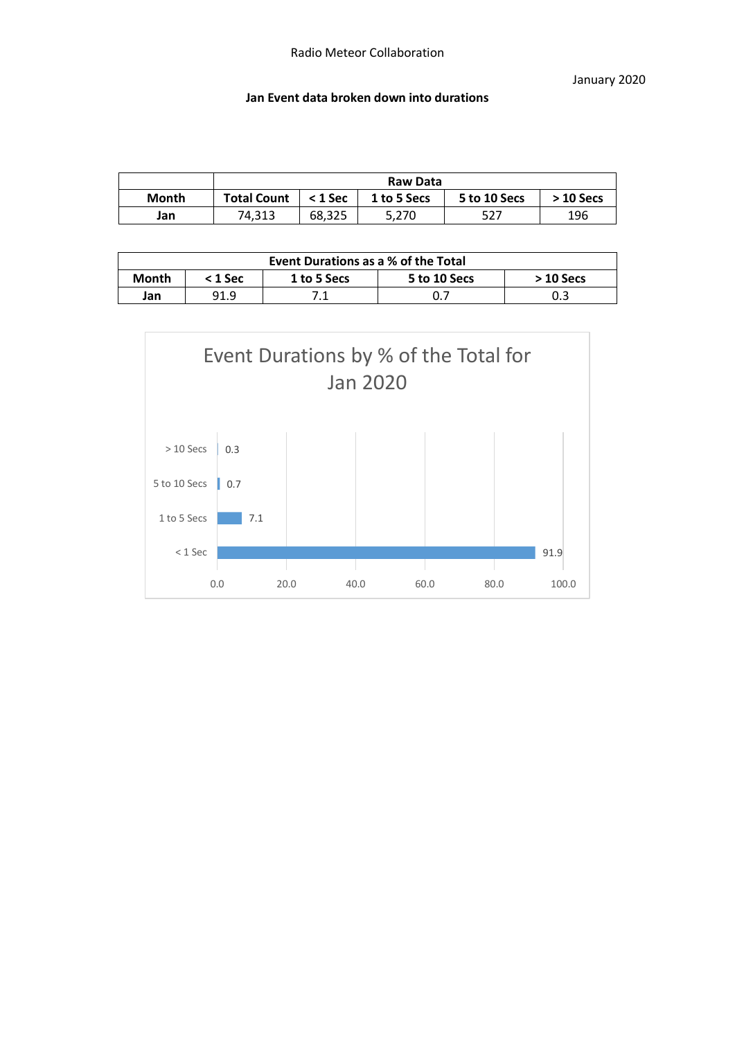Radio Meteor Collaboration

January 2020

**Jan Event data broken down into durations**

| | Raw Data | | | | |
|---|---|---|---|---|---|
| **Month** | **Total Count** | **< 1 Sec** | **1 to 5 Secs** | **5 to 10 Secs** | **> 10 Secs** |
| **Jan** | 74,313 | 68,325 | 5,270 | 527 | 196 |

| Event Durations as a % of the Total | | | | |
|---|---|---|---|---|
| **Month** | **< 1 Sec** | **1 to 5 Secs** | **5 to 10 Secs** | **> 10 Secs** |
| **Jan** | 91.9 | 7.1 | 0.7 | 0.3 |

Event Durations by % of the Total for Jan 2020

| Duration | % of Total |
|---|---|
| > 10 Secs | 0.3 |
| 5 to 10 Secs | 0.7 |
| 1 to 5 Secs | 7.1 |
| < 1 Sec | 91.9 |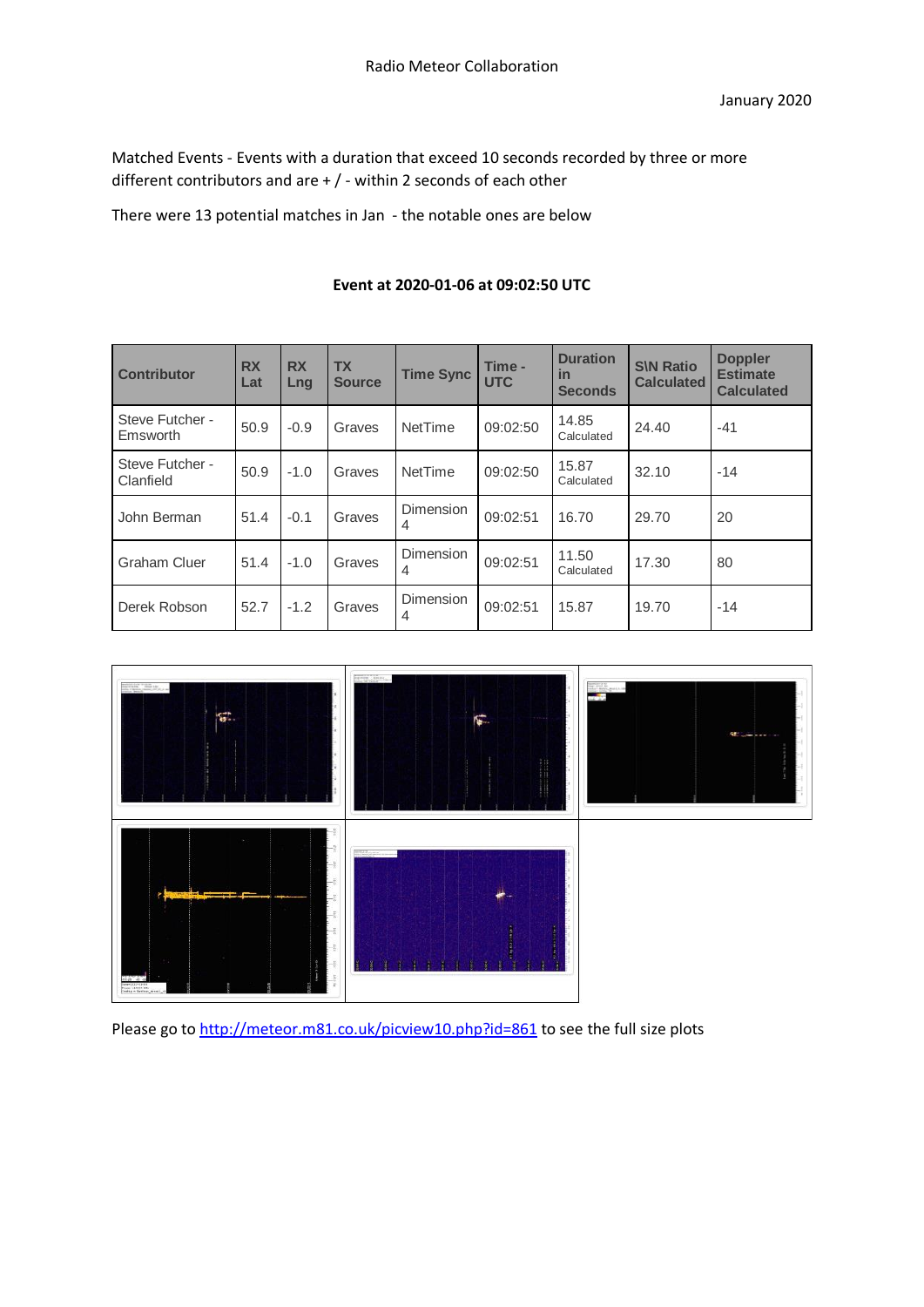Radio Meteor Collaboration

January 2020

Matched Events - Events with a duration that exceed 10 seconds recorded by three or more different contributors and are + / - within 2 seconds of each other

There were 13 potential matches in Jan - the notable ones are below

**Event at 2020-01-06 at 09:02:50 UTC**

| Contributor | RX Lat | RX Lng | TX Source | Time Sync | Time - UTC | Duration in Seconds | S\N Ratio Calculated | Doppler Estimate Calculated |
|---|---|---|---|---|---|---|---|---|
| Steve Futcher - Emsworth | 50.9 | -0.9 | Graves | NetTime | 09:02:50 | 14.85 Calculated | 24.40 | -41 |
| Steve Futcher - Clanfield | 50.9 | -1.0 | Graves | NetTime | 09:02:50 | 15.87 Calculated | 32.10 | -14 |
| John Berman | 51.4 | -0.1 | Graves | Dimension 4 | 09:02:51 | 16.70 | 29.70 | 20 |
| Graham Cluer | 51.4 | -1.0 | Graves | Dimension 4 | 09:02:51 | 11.50 Calculated | 17.30 | 80 |
| Derek Robson | 52.7 | -1.2 | Graves | Dimension 4 | 09:02:51 | 15.87 | 19.70 | -14 |

Please go to http://meteor.m81.co.uk/picview10.php?id=861 to see the full size plots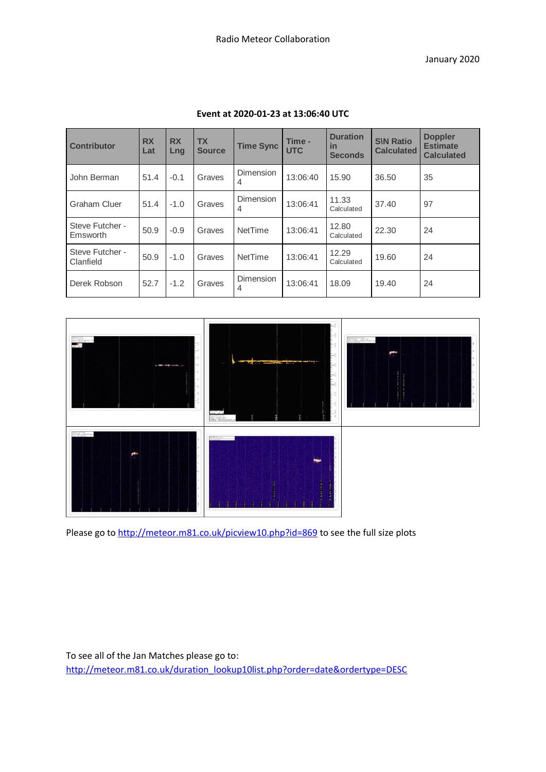Radio Meteor Collaboration

January 2020

**Event at 2020-01-23 at 13:06:40 UTC**

| Contributor | RX Lat | RX Lng | TX Source | Time Sync | Time - UTC | Duration in Seconds | S\N Ratio Calculated | Doppler Estimate Calculated |
|---|---|---|---|---|---|---|---|---|
| John Berman | 51.4 | -0.1 | Graves | Dimension 4 | 13:06:40 | 15.90 | 36.50 | 35 |
| Graham Cluer | 51.4 | -1.0 | Graves | Dimension 4 | 13:06:41 | 11.33 Calculated | 37.40 | 97 |
| Steve Futcher - Emsworth | 50.9 | -0.9 | Graves | NetTime | 13:06:41 | 12.80 Calculated | 22.30 | 24 |
| Steve Futcher - Clanfield | 50.9 | -1.0 | Graves | NetTime | 13:06:41 | 12.29 Calculated | 19.60 | 24 |
| Derek Robson | 52.7 | -1.2 | Graves | Dimension 4 | 13:06:41 | 18.09 | 19.40 | 24 |

Please go to http://meteor.m81.co.uk/picview10.php?id=869 to see the full size plots

To see all of the Jan Matches please go to:
http://meteor.m81.co.uk/duration_lookup10list.php?order=date&ordertype=DESC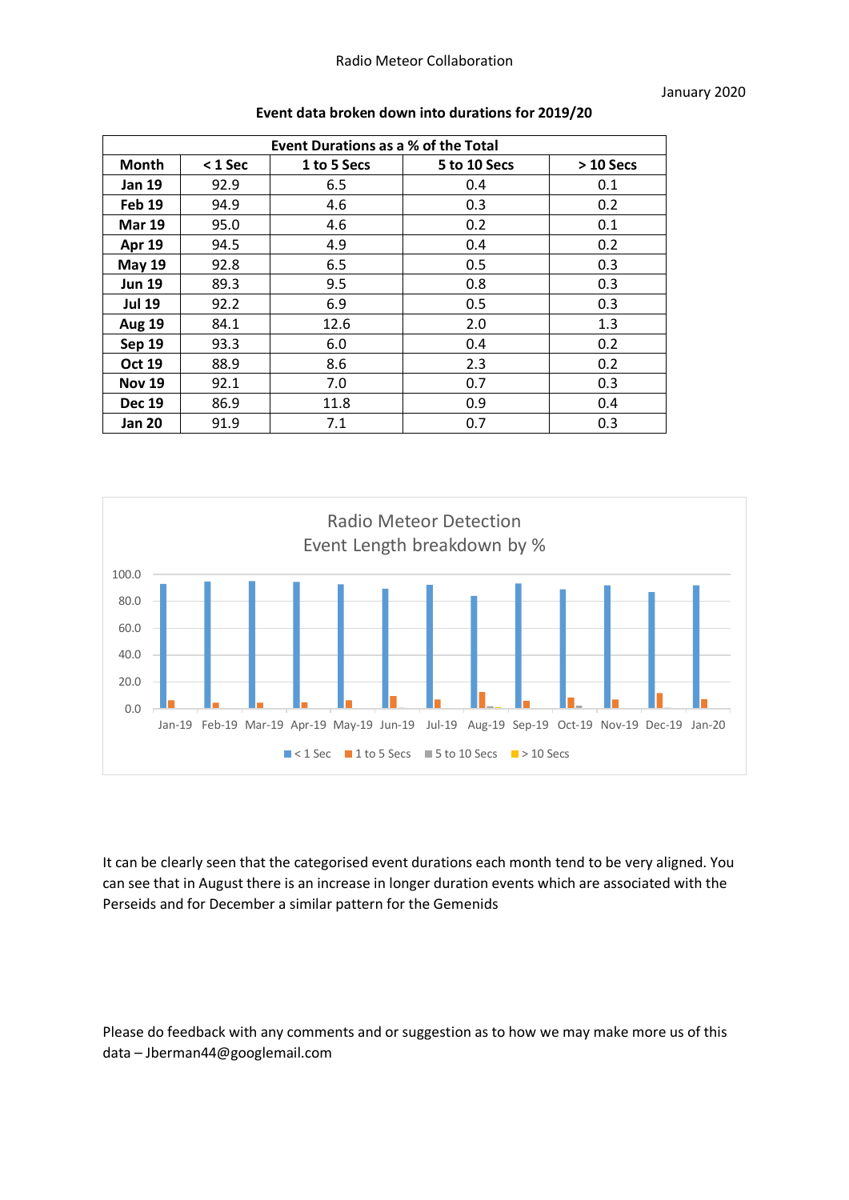Radio Meteor Collaboration

January 2020

**Event data broken down into durations for 2019/20**

| Event Durations as a % of the Total | | | | |
|---|---|---|---|---|
| **Month** | **< 1 Sec** | **1 to 5 Secs** | **5 to 10 Secs** | **> 10 Secs** |
| **Jan 19** | 92.9 | 6.5 | 0.4 | 0.1 |
| **Feb 19** | 94.9 | 4.6 | 0.3 | 0.2 |
| **Mar 19** | 95.0 | 4.6 | 0.2 | 0.1 |
| **Apr 19** | 94.5 | 4.9 | 0.4 | 0.2 |
| **May 19** | 92.8 | 6.5 | 0.5 | 0.3 |
| **Jun 19** | 89.3 | 9.5 | 0.8 | 0.3 |
| **Jul 19** | 92.2 | 6.9 | 0.5 | 0.3 |
| **Aug 19** | 84.1 | 12.6 | 2.0 | 1.3 |
| **Sep 19** | 93.3 | 6.0 | 0.4 | 0.2 |
| **Oct 19** | 88.9 | 8.6 | 2.3 | 0.2 |
| **Nov 19** | 92.1 | 7.0 | 0.7 | 0.3 |
| **Dec 19** | 86.9 | 11.8 | 0.9 | 0.4 |
| **Jan 20** | 91.9 | 7.1 | 0.7 | 0.3 |

Radio Meteor Detection
Event Length breakdown by %

100.0
80.0
60.0
40.0
20.0
0.0

Jan-19 Feb-19 Mar-19 Apr-19 May-19 Jun-19 Jul-19 Aug-19 Sep-19 Oct-19 Nov-19 Dec-19 Jan-20

< 1 Sec   1 to 5 Secs   5 to 10 Secs   > 10 Secs

It can be clearly seen that the categorised event durations each month tend to be very aligned. You can see that in August there is an increase in longer duration events which are associated with the Perseids and for December a similar pattern for the Gemenids

Please do feedback with any comments and or suggestion as to how we may make more us of this data – Jberman44@googlemail.com